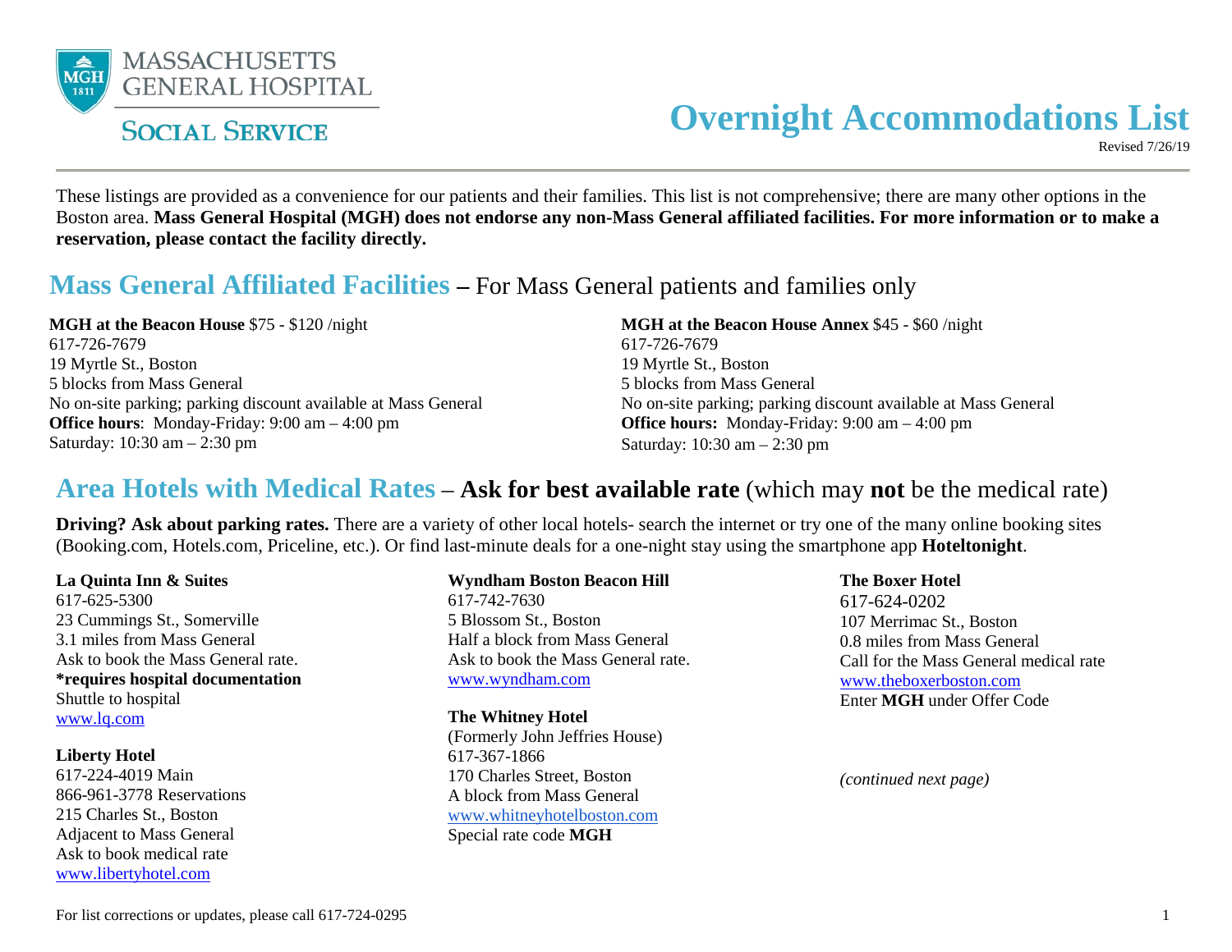MASSACHUSETTS GENERAL HOSPITAL

SOCIAL SERVICE

# Overnight Accommodations List

Revised 7/26/19

These listings are provided as a convenience for our patients and their families. This list is not comprehensive; there are many other options in the Boston area. **Mass General Hospital (MGH) does not endorse any non-Mass General affiliated facilities. For more information or to make a reservation, please contact the facility directly.**

## Mass General Affiliated Facilities – For Mass General patients and families only

**MGH at the Beacon House** $75 - $120 /night
617-726-7679
19 Myrtle St., Boston
5 blocks from Mass General
No on-site parking; parking discount available at Mass General
**Office hours**: Monday-Friday: 9:00 am – 4:00 pm
Saturday: 10:30 am – 2:30 pm

**MGH at the Beacon House Annex** $45 - $60 /night
617-726-7679
19 Myrtle St., Boston
5 blocks from Mass General
No on-site parking; parking discount available at Mass General
**Office hours:** Monday-Friday: 9:00 am – 4:00 pm
Saturday: 10:30 am – 2:30 pm

## Area Hotels with Medical Rates – **Ask for best available rate** (which may **not** be the medical rate)

**Driving? Ask about parking rates.** There are a variety of other local hotels- search the internet or try one of the many online booking sites (Booking.com, Hotels.com, Priceline, etc.). Or find last-minute deals for a one-night stay using the smartphone app **Hoteltonight**.

**La Quinta Inn & Suites**
617-625-5300
23 Cummings St., Somerville
3.1 miles from Mass General
Ask to book the Mass General rate.
***requires hospital documentation**
Shuttle to hospital
www.lq.com

**Liberty Hotel**
617-224-4019 Main
866-961-3778 Reservations
215 Charles St., Boston
Adjacent to Mass General
Ask to book medical rate
www.libertyhotel.com

**Wyndham Boston Beacon Hill**
617-742-7630
5 Blossom St., Boston
Half a block from Mass General
Ask to book the Mass General rate.
www.wyndham.com

**The Whitney Hotel**
(Formerly John Jeffries House)
617-367-1866
170 Charles Street, Boston
A block from Mass General
www.whitneyhotelboston.com
Special rate code **MGH**

**The Boxer Hotel**
617-624-0202
107 Merrimac St., Boston
0.8 miles from Mass General
Call for the Mass General medical rate
www.theboxerboston.com
Enter **MGH** under Offer Code

*(continued next page)*

For list corrections or updates, please call 617-724-0295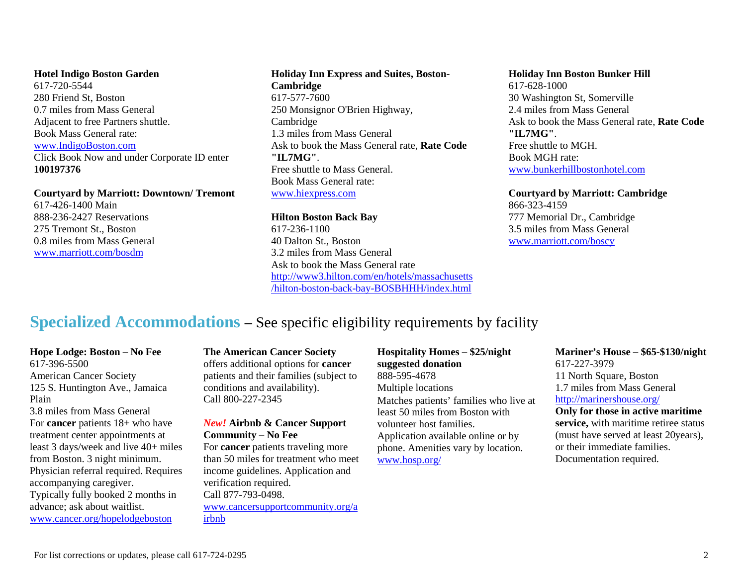**Hotel Indigo Boston Garden**
617-720-5544
280 Friend St, Boston
0.7 miles from Mass General
Adjacent to free Partners shuttle.
Book Mass General rate:
www.IndigoBoston.com
Click Book Now and under Corporate ID enter **100197376**

**Courtyard by Marriott: Downtown/ Tremont**
617-426-1400 Main
888-236-2427 Reservations
275 Tremont St., Boston
0.8 miles from Mass General
www.marriott.com/bosdm

**Holiday Inn Express and Suites, Boston-Cambridge**
617-577-7600
250 Monsignor O'Brien Highway, Cambridge
1.3 miles from Mass General
Ask to book the Mass General rate, **Rate Code "IL7MG"**.
Free shuttle to Mass General.
Book Mass General rate:
www.hiexpress.com

**Hilton Boston Back Bay**
617-236-1100
40 Dalton St., Boston
3.2 miles from Mass General
Ask to book the Mass General rate
http://www3.hilton.com/en/hotels/massachusetts/hilton-boston-back-bay-BOSBHHH/index.html

**Holiday Inn Boston Bunker Hill**
617-628-1000
30 Washington St, Somerville
2.4 miles from Mass General
Ask to book the Mass General rate, **Rate Code "IL7MG"**.
Free shuttle to MGH.
Book MGH rate:
www.bunkerhillbostonhotel.com

**Courtyard by Marriott: Cambridge**
866-323-4159
777 Memorial Dr., Cambridge
3.5 miles from Mass General
www.marriott.com/boscy

## Specialized Accommodations – See specific eligibility requirements by facility

**Hope Lodge: Boston – No Fee**
617-396-5500
American Cancer Society
125 S. Huntington Ave., Jamaica Plain
3.8 miles from Mass General
For **cancer** patients 18+ who have treatment center appointments at least 3 days/week and live 40+ miles from Boston. 3 night minimum. Physician referral required. Requires accompanying caregiver.
Typically fully booked 2 months in advance; ask about waitlist.
www.cancer.org/hopelodgeboston

**The American Cancer Society** offers additional options for **cancer** patients and their families (subject to conditions and availability).
Call 800-227-2345

***New!*** **Airbnb & Cancer Support Community – No Fee**
For **cancer** patients traveling more than 50 miles for treatment who meet income guidelines. Application and verification required.
Call 877-793-0498.
www.cancersupportcommunity.org/airbnb

**Hospitality Homes – $25/night suggested donation**
888-595-4678
Multiple locations
Matches patients' families who live at least 50 miles from Boston with volunteer host families.
Application available online or by phone. Amenities vary by location.
www.hosp.org/

**Mariner's House – $65-$130/night**
617-227-3979
11 North Square, Boston
1.7 miles from Mass General
http://marinershouse.org/
**Only for those in active maritime service,** with maritime retiree status (must have served at least 20years), or their immediate families. Documentation required.

For list corrections or updates, please call 617-724-0295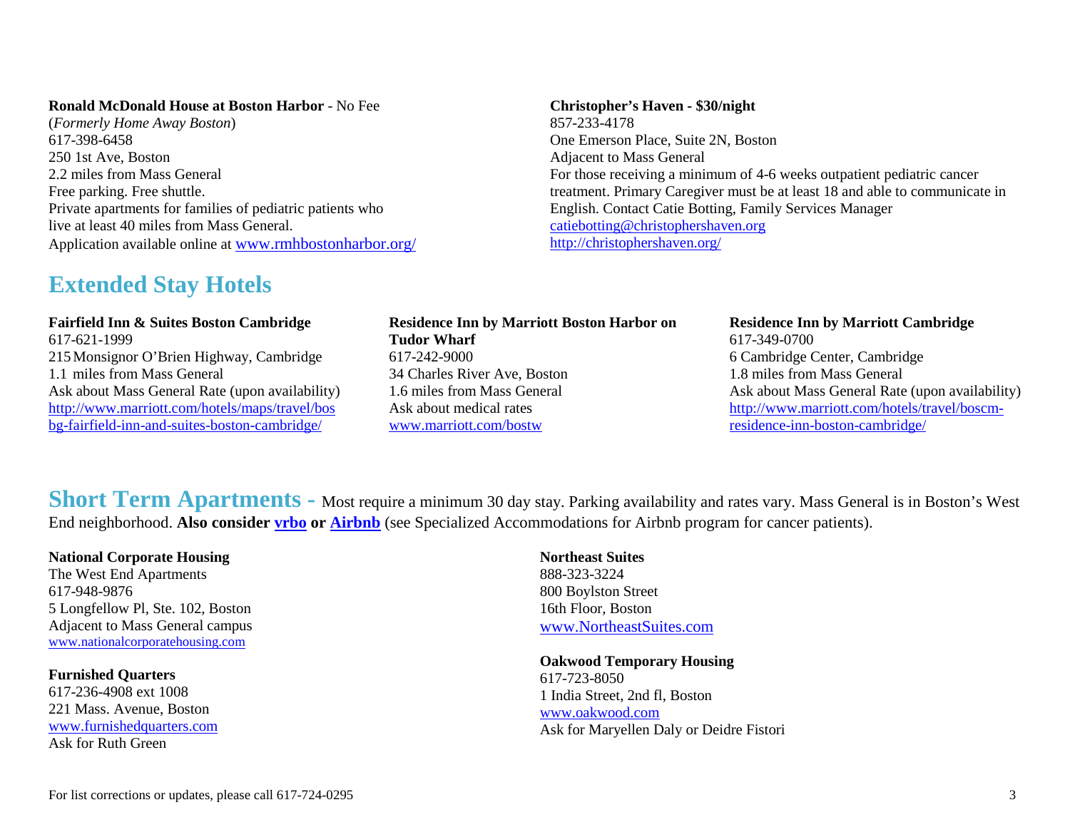**Ronald McDonald House at Boston Harbor** - No Fee
(*Formerly Home Away Boston*)
617-398-6458
250 1st Ave, Boston
2.2 miles from Mass General
Free parking. Free shuttle.
Private apartments for families of pediatric patients who live at least 40 miles from Mass General.
Application available online at www.rmhbostonharbor.org/

**Christopher's Haven - $30/night**
857-233-4178
One Emerson Place, Suite 2N, Boston
Adjacent to Mass General
For those receiving a minimum of 4-6 weeks outpatient pediatric cancer treatment. Primary Caregiver must be at least 18 and able to communicate in English. Contact Catie Botting, Family Services Manager
catiebotting@christophershaven.org
http://christophershaven.org/

## Extended Stay Hotels

**Fairfield Inn & Suites Boston Cambridge**
617-621-1999
215 Monsignor O'Brien Highway, Cambridge
1.1 miles from Mass General
Ask about Mass General Rate (upon availability)
http://www.marriott.com/hotels/maps/travel/bosbg-fairfield-inn-and-suites-boston-cambridge/

**Residence Inn by Marriott Boston Harbor on Tudor Wharf**
617-242-9000
34 Charles River Ave, Boston
1.6 miles from Mass General
Ask about medical rates
www.marriott.com/bostw

**Residence Inn by Marriott Cambridge**
617-349-0700
6 Cambridge Center, Cambridge
1.8 miles from Mass General
Ask about Mass General Rate (upon availability)
http://www.marriott.com/hotels/travel/boscm-residence-inn-boston-cambridge/

## Short Term Apartments - Most require a minimum 30 day stay. Parking availability and rates vary. Mass General is in Boston's West End neighborhood. **Also consider vrbo or Airbnb** (see Specialized Accommodations for Airbnb program for cancer patients).

**National Corporate Housing**
The West End Apartments
617-948-9876
5 Longfellow Pl, Ste. 102, Boston
Adjacent to Mass General campus
www.nationalcorporatehousing.com

**Furnished Quarters**
617-236-4908 ext 1008
221 Mass. Avenue, Boston
www.furnishedquarters.com
Ask for Ruth Green

**Northeast Suites**
888-323-3224
800 Boylston Street
16th Floor, Boston
www.NortheastSuites.com

**Oakwood Temporary Housing**
617-723-8050
1 India Street, 2nd fl, Boston
www.oakwood.com
Ask for Maryellen Daly or Deidre Fistori

For list corrections or updates, please call 617-724-0295